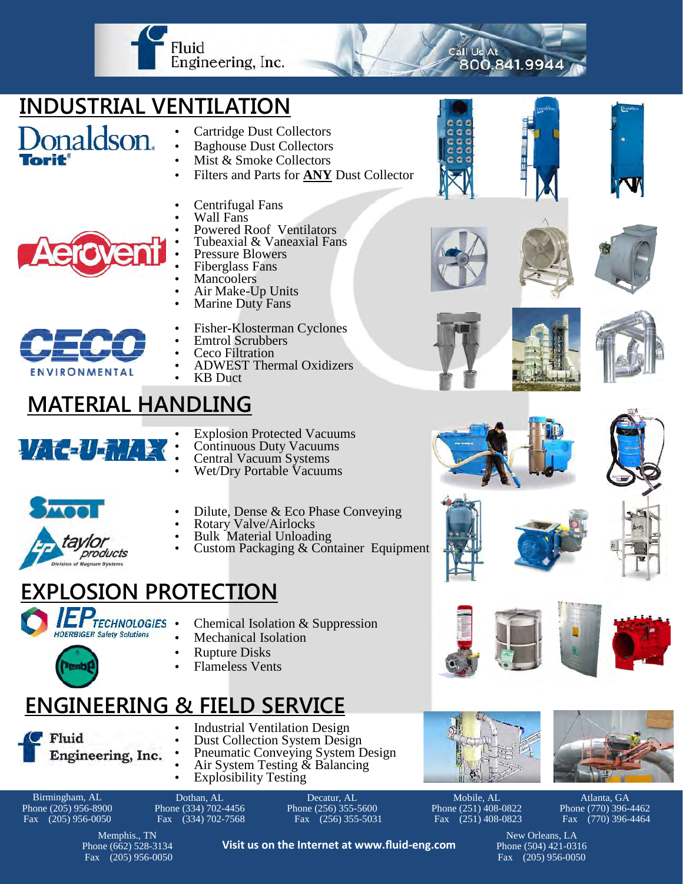Fluid Engineering, Inc.

Call Us At 800.841.9944

# INDUSTRIAL VENTILATION

Donaldson. Torit

- Cartridge Dust Collectors
- Baghouse Dust Collectors
- Mist & Smoke Collectors
- Filters and Parts for **ANY** Dust Collector

Aerovent

- Centrifugal Fans
- Wall Fans
- Powered Roof Ventilators
- Tubeaxial & Vaneaxial Fans
- Pressure Blowers
- Fiberglass Fans
- Mancoolers
- Air Make-Up Units
- Marine Duty Fans

CECO ENVIRONMENTAL

- Fisher-Klosterman Cyclones
- Emtrol Scrubbers
- Ceco Filtration
- ADWEST Thermal Oxidizers
- KB Duct

# MATERIAL HANDLING

VAC-U-MAX

- Explosion Protected Vacuums
- Continuous Duty Vacuums
- Central Vacuum Systems
- Wet/Dry Portable Vacuums

Smoot

taylor products — Division of Magnum Systems

- Dilute, Dense & Eco Phase Conveying
- Rotary Valve/Airlocks
- Bulk Material Unloading
- Custom Packaging & Container Equipment

# EXPLOSION PROTECTION

IEP TECHNOLOGIES — HOERBIGER Safety Solutions

Rembe

- Chemical Isolation & Suppression
- Mechanical Isolation
- Rupture Disks
- Flameless Vents

# ENGINEERING & FIELD SERVICE

Fluid Engineering, Inc.

- Industrial Ventilation Design
- Dust Collection System Design
- Pneumatic Conveying System Design
- Air System Testing & Balancing
- Explosibility Testing

Birmingham, AL
Phone (205) 956-8900
Fax (205) 956-0050

Dothan, AL
Phone (334) 702-4456
Fax (334) 702-7568

Decatur, AL
Phone (256) 355-5600
Fax (256) 355-5031

Mobile, AL
Phone (251) 408-0822
Fax (251) 408-0823

Atlanta, GA
Phone (770) 396-4462
Fax (770) 396-4464

Memphis., TN
Phone (662) 528-3134
Fax (205) 956-0050

**Visit us on the Internet at www.fluid-eng.com**

New Orleans, LA
Phone (504) 421-0316
Fax (205) 956-0050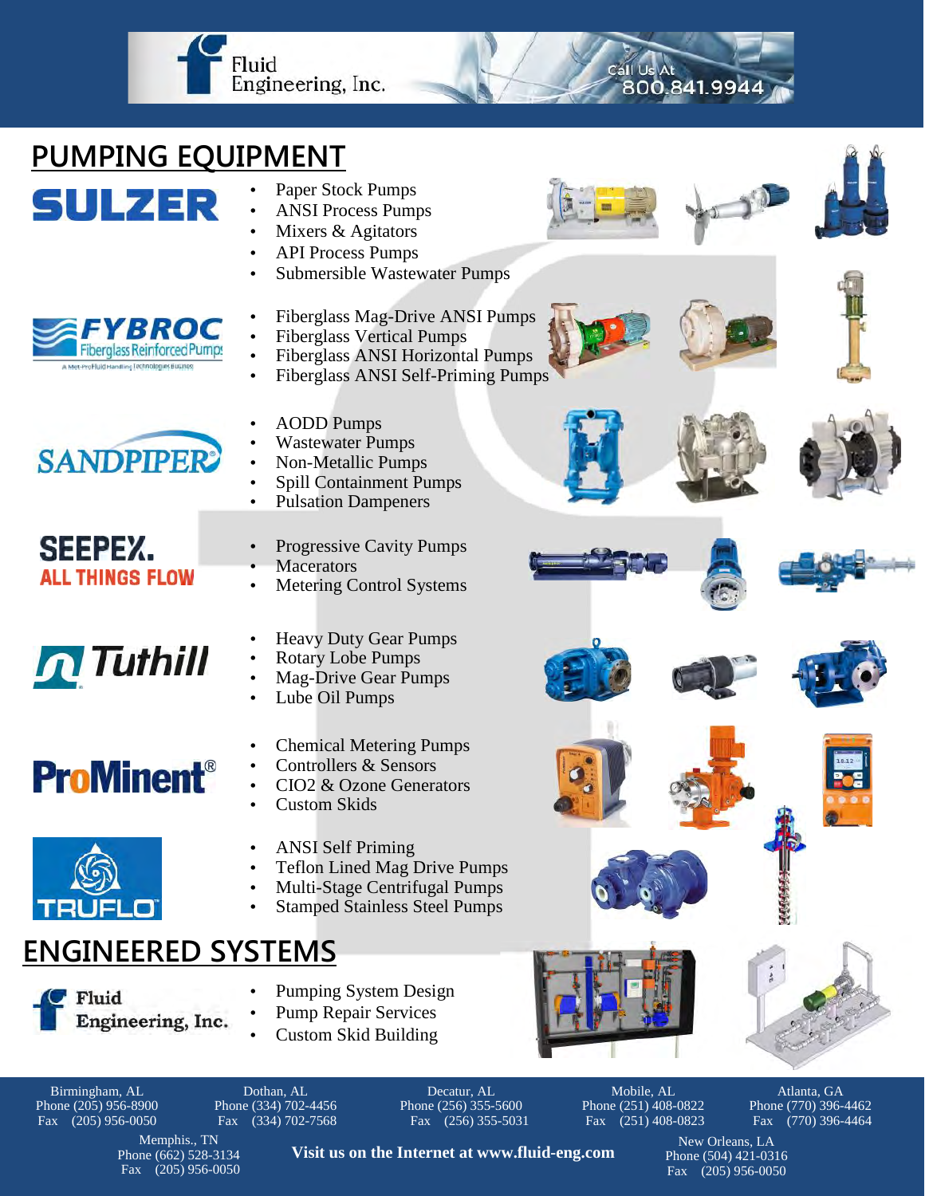Fluid Engineering, Inc.

Call Us At 800.841.9944

# PUMPING EQUIPMENT

**SULZER**

- Paper Stock Pumps
- ANSI Process Pumps
- Mixers & Agitators
- API Process Pumps
- Submersible Wastewater Pumps

**FYBROC** Fiberglass Reinforced Pumps

- Fiberglass Mag-Drive ANSI Pumps
- Fiberglass Vertical Pumps
- Fiberglass ANSI Horizontal Pumps
- Fiberglass ANSI Self-Priming Pumps

**SANDPIPER**

- AODD Pumps
- Wastewater Pumps
- Non-Metallic Pumps
- Spill Containment Pumps
- Pulsation Dampeners

**SEEPEX.** ALL THINGS FLOW

- Progressive Cavity Pumps
- Macerators
- Metering Control Systems

**Tuthill**

- Heavy Duty Gear Pumps
- Rotary Lobe Pumps
- Mag-Drive Gear Pumps
- Lube Oil Pumps

**ProMinent®**

- Chemical Metering Pumps
- Controllers & Sensors
- ClO2 & Ozone Generators
- Custom Skids

**TRUFLO**

- ANSI Self Priming
- Teflon Lined Mag Drive Pumps
- Multi-Stage Centrifugal Pumps
- Stamped Stainless Steel Pumps

# ENGINEERED SYSTEMS

**Fluid Engineering, Inc.**

- Pumping System Design
- Pump Repair Services
- Custom Skid Building

Birmingham, AL
Phone (205) 956-8900
Fax (205) 956-0050

Dothan, AL
Phone (334) 702-4456
Fax (334) 702-7568

Decatur, AL
Phone (256) 355-5600
Fax (256) 355-5031

Mobile, AL
Phone (251) 408-0822
Fax (251) 408-0823

Atlanta, GA
Phone (770) 396-4462
Fax (770) 396-4464

Memphis., TN
Phone (662) 528-3134
Fax (205) 956-0050

**Visit us on the Internet at www.fluid-eng.com**

New Orleans, LA
Phone (504) 421-0316
Fax (205) 956-0050